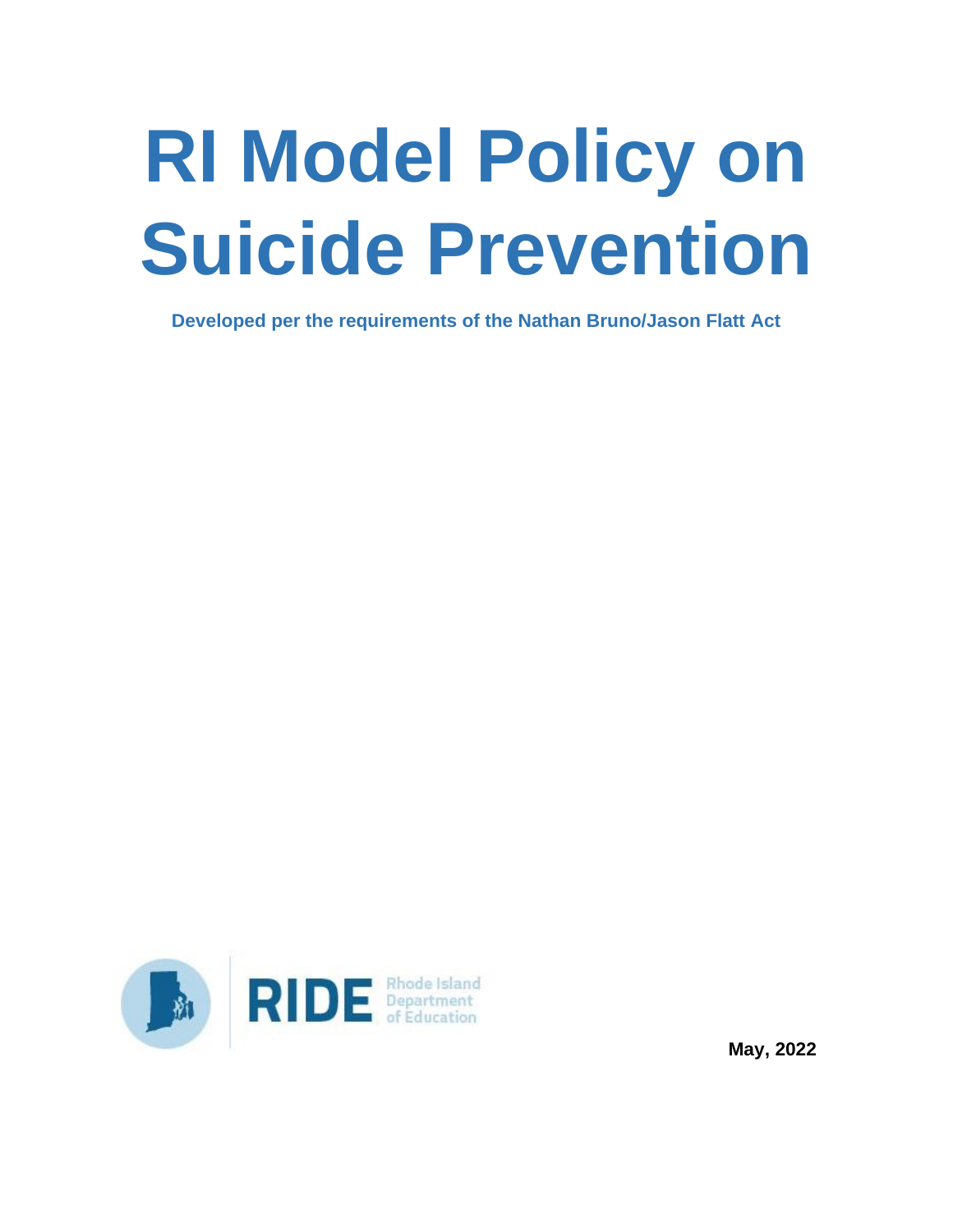# RI Model Policy on Suicide Prevention

**Developed per the requirements of the Nathan Bruno/Jason Flatt Act**

RIDE Rhode Island Department of Education

**May, 2022**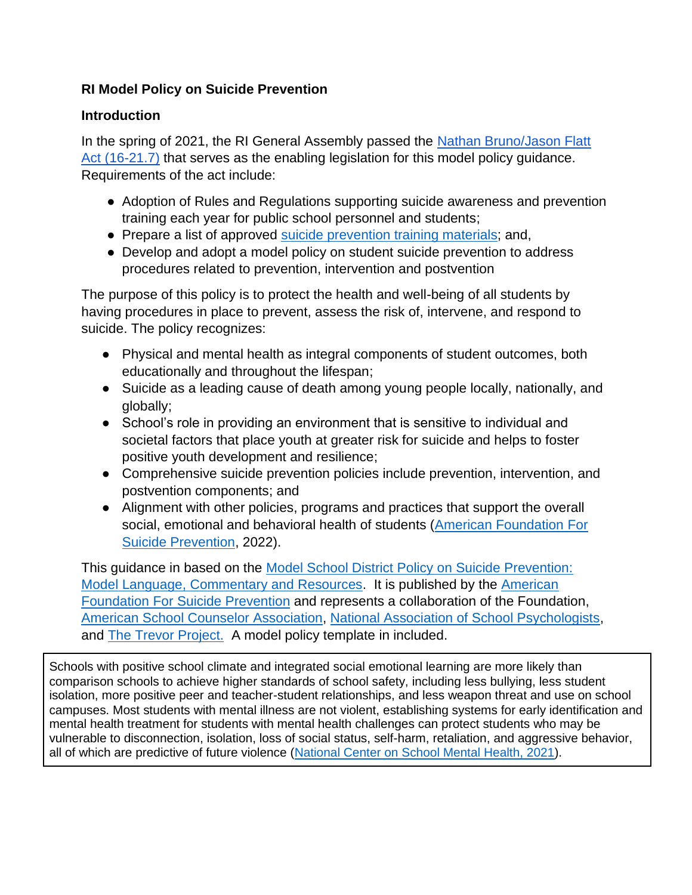**RI Model Policy on Suicide Prevention**

**Introduction**

In the spring of 2021, the RI General Assembly passed the Nathan Bruno/Jason Flatt Act (16-21.7) that serves as the enabling legislation for this model policy guidance. Requirements of the act include:

- Adoption of Rules and Regulations supporting suicide awareness and prevention training each year for public school personnel and students;
- Prepare a list of approved suicide prevention training materials; and,
- Develop and adopt a model policy on student suicide prevention to address procedures related to prevention, intervention and postvention

The purpose of this policy is to protect the health and well-being of all students by having procedures in place to prevent, assess the risk of, intervene, and respond to suicide. The policy recognizes:

- Physical and mental health as integral components of student outcomes, both educationally and throughout the lifespan;
- Suicide as a leading cause of death among young people locally, nationally, and globally;
- School's role in providing an environment that is sensitive to individual and societal factors that place youth at greater risk for suicide and helps to foster positive youth development and resilience;
- Comprehensive suicide prevention policies include prevention, intervention, and postvention components; and
- Alignment with other policies, programs and practices that support the overall social, emotional and behavioral health of students (American Foundation For Suicide Prevention, 2022).

This guidance in based on the Model School District Policy on Suicide Prevention: Model Language, Commentary and Resources. It is published by the American Foundation For Suicide Prevention and represents a collaboration of the Foundation, American School Counselor Association, National Association of School Psychologists, and The Trevor Project. A model policy template in included.

> Schools with positive school climate and integrated social emotional learning are more likely than comparison schools to achieve higher standards of school safety, including less bullying, less student isolation, more positive peer and teacher-student relationships, and less weapon threat and use on school campuses. Most students with mental illness are not violent, establishing systems for early identification and mental health treatment for students with mental health challenges can protect students who may be vulnerable to disconnection, isolation, loss of social status, self-harm, retaliation, and aggressive behavior, all of which are predictive of future violence (National Center on School Mental Health, 2021).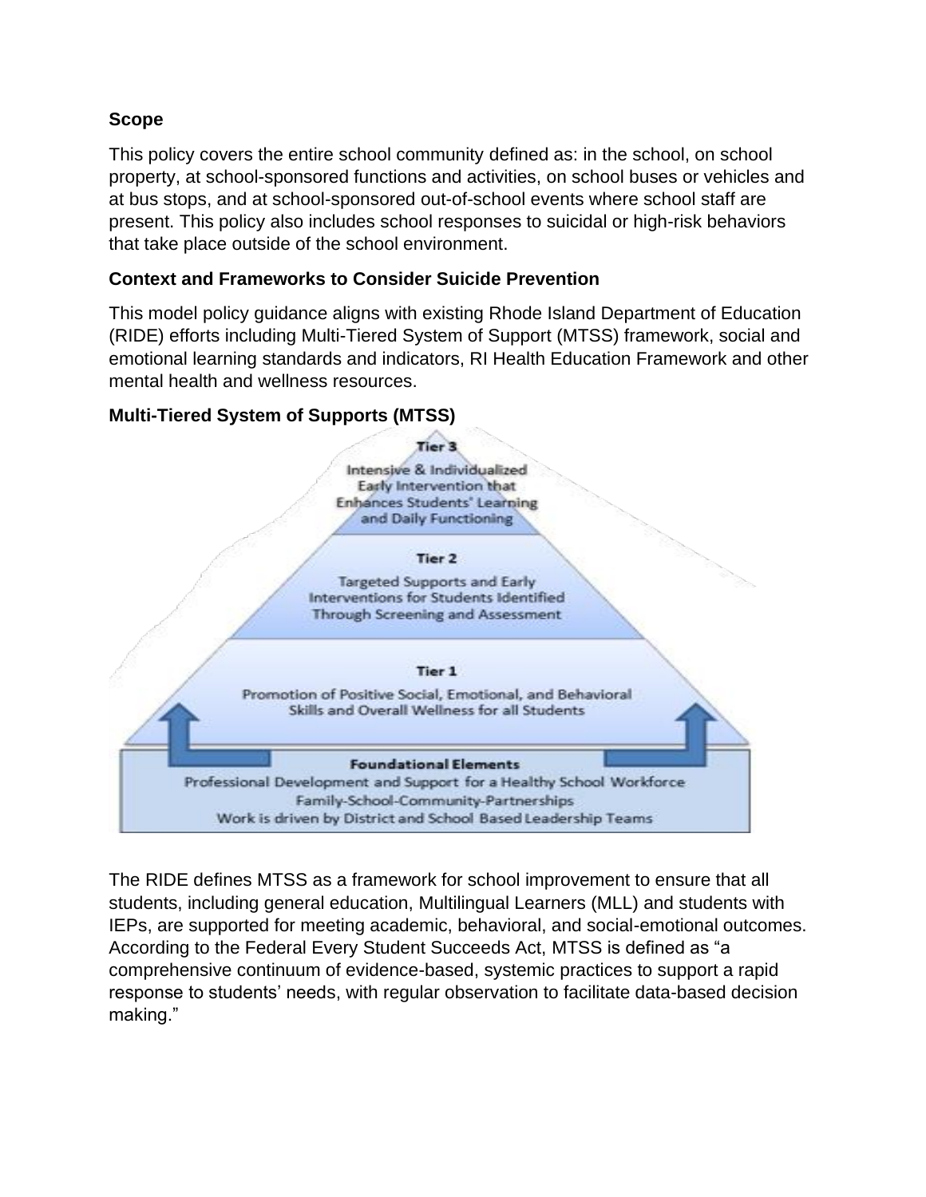**Scope**

This policy covers the entire school community defined as: in the school, on school property, at school-sponsored functions and activities, on school buses or vehicles and at bus stops, and at school-sponsored out-of-school events where school staff are present. This policy also includes school responses to suicidal or high-risk behaviors that take place outside of the school environment.

**Context and Frameworks to Consider Suicide Prevention**

This model policy guidance aligns with existing Rhode Island Department of Education (RIDE) efforts including Multi-Tiered System of Support (MTSS) framework, social and emotional learning standards and indicators, RI Health Education Framework and other mental health and wellness resources.

**Multi-Tiered System of Supports (MTSS)**

**Tier 3**

Intensive & Individualized Early Intervention that Enhances Students' Learning and Daily Functioning

**Tier 2**

Targeted Supports and Early Interventions for Students Identified Through Screening and Assessment

**Tier 1**

Promotion of Positive Social, Emotional, and Behavioral Skills and Overall Wellness for all Students

**Foundational Elements**

Professional Development and Support for a Healthy School Workforce
Family-School-Community-Partnerships
Work is driven by District and School Based Leadership Teams

The RIDE defines MTSS as a framework for school improvement to ensure that all students, including general education, Multilingual Learners (MLL) and students with IEPs, are supported for meeting academic, behavioral, and social-emotional outcomes. According to the Federal Every Student Succeeds Act, MTSS is defined as "a comprehensive continuum of evidence-based, systemic practices to support a rapid response to students' needs, with regular observation to facilitate data-based decision making."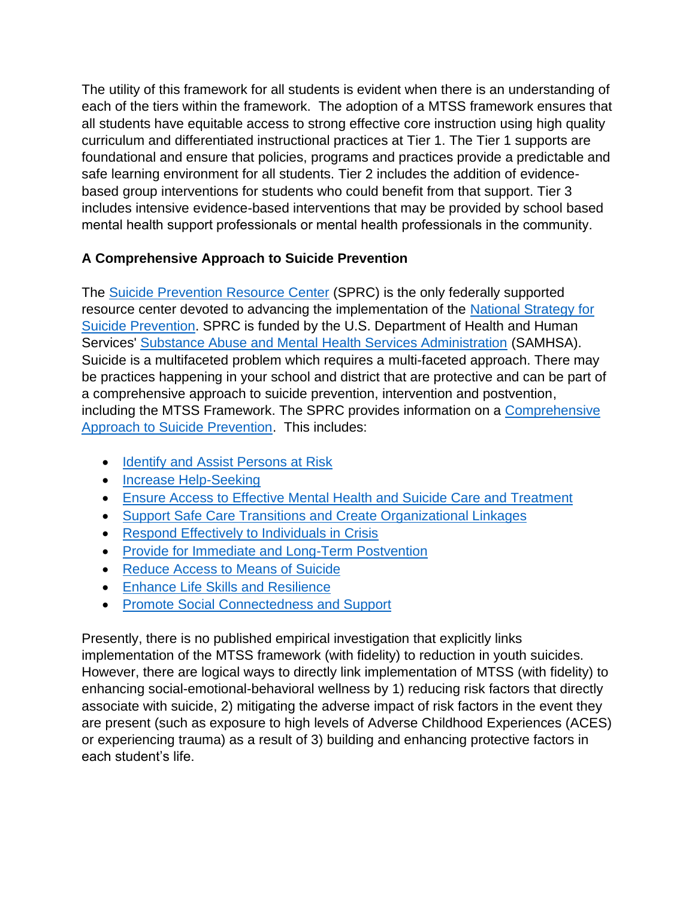The utility of this framework for all students is evident when there is an understanding of each of the tiers within the framework. The adoption of a MTSS framework ensures that all students have equitable access to strong effective core instruction using high quality curriculum and differentiated instructional practices at Tier 1. The Tier 1 supports are foundational and ensure that policies, programs and practices provide a predictable and safe learning environment for all students. Tier 2 includes the addition of evidence-based group interventions for students who could benefit from that support. Tier 3 includes intensive evidence-based interventions that may be provided by school based mental health support professionals or mental health professionals in the community.

**A Comprehensive Approach to Suicide Prevention**

The Suicide Prevention Resource Center (SPRC) is the only federally supported resource center devoted to advancing the implementation of the National Strategy for Suicide Prevention. SPRC is funded by the U.S. Department of Health and Human Services' Substance Abuse and Mental Health Services Administration (SAMHSA). Suicide is a multifaceted problem which requires a multi-faceted approach. There may be practices happening in your school and district that are protective and can be part of a comprehensive approach to suicide prevention, intervention and postvention, including the MTSS Framework. The SPRC provides information on a Comprehensive Approach to Suicide Prevention. This includes:

- Identify and Assist Persons at Risk
- Increase Help-Seeking
- Ensure Access to Effective Mental Health and Suicide Care and Treatment
- Support Safe Care Transitions and Create Organizational Linkages
- Respond Effectively to Individuals in Crisis
- Provide for Immediate and Long-Term Postvention
- Reduce Access to Means of Suicide
- Enhance Life Skills and Resilience
- Promote Social Connectedness and Support

Presently, there is no published empirical investigation that explicitly links implementation of the MTSS framework (with fidelity) to reduction in youth suicides. However, there are logical ways to directly link implementation of MTSS (with fidelity) to enhancing social-emotional-behavioral wellness by 1) reducing risk factors that directly associate with suicide, 2) mitigating the adverse impact of risk factors in the event they are present (such as exposure to high levels of Adverse Childhood Experiences (ACES) or experiencing trauma) as a result of 3) building and enhancing protective factors in each student's life.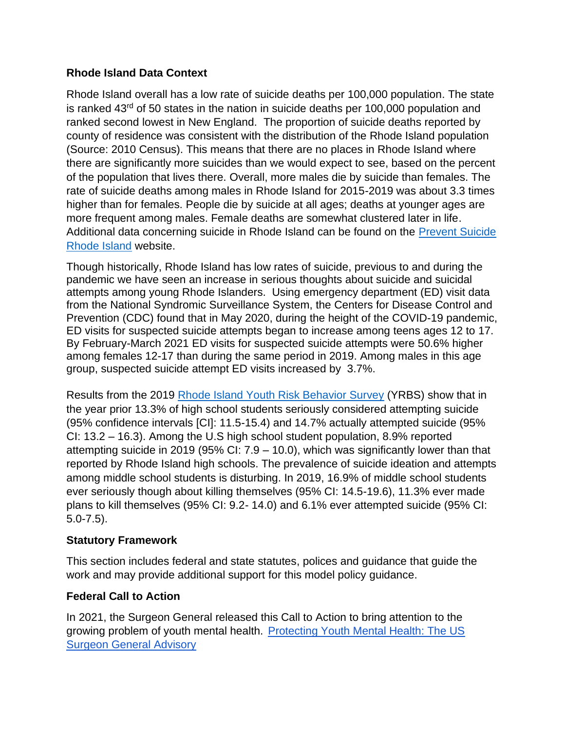**Rhode Island Data Context**

Rhode Island overall has a low rate of suicide deaths per 100,000 population. The state is ranked 43rd of 50 states in the nation in suicide deaths per 100,000 population and ranked second lowest in New England. The proportion of suicide deaths reported by county of residence was consistent with the distribution of the Rhode Island population (Source: 2010 Census). This means that there are no places in Rhode Island where there are significantly more suicides than we would expect to see, based on the percent of the population that lives there. Overall, more males die by suicide than females. The rate of suicide deaths among males in Rhode Island for 2015-2019 was about 3.3 times higher than for females. People die by suicide at all ages; deaths at younger ages are more frequent among males. Female deaths are somewhat clustered later in life. Additional data concerning suicide in Rhode Island can be found on the [Prevent Suicide Rhode Island]() website.

Though historically, Rhode Island has low rates of suicide, previous to and during the pandemic we have seen an increase in serious thoughts about suicide and suicidal attempts among young Rhode Islanders. Using emergency department (ED) visit data from the National Syndromic Surveillance System, the Centers for Disease Control and Prevention (CDC) found that in May 2020, during the height of the COVID-19 pandemic, ED visits for suspected suicide attempts began to increase among teens ages 12 to 17. By February-March 2021 ED visits for suspected suicide attempts were 50.6% higher among females 12-17 than during the same period in 2019. Among males in this age group, suspected suicide attempt ED visits increased by 3.7%.

Results from the 2019 [Rhode Island Youth Risk Behavior Survey]() (YRBS) show that in the year prior 13.3% of high school students seriously considered attempting suicide (95% confidence intervals [CI]: 11.5-15.4) and 14.7% actually attempted suicide (95% CI: 13.2 – 16.3). Among the U.S high school student population, 8.9% reported attempting suicide in 2019 (95% CI: 7.9 – 10.0), which was significantly lower than that reported by Rhode Island high schools. The prevalence of suicide ideation and attempts among middle school students is disturbing. In 2019, 16.9% of middle school students ever seriously though about killing themselves (95% CI: 14.5-19.6), 11.3% ever made plans to kill themselves (95% CI: 9.2- 14.0) and 6.1% ever attempted suicide (95% CI: 5.0-7.5).

**Statutory Framework**

This section includes federal and state statutes, polices and guidance that guide the work and may provide additional support for this model policy guidance.

**Federal Call to Action**

In 2021, the Surgeon General released this Call to Action to bring attention to the growing problem of youth mental health. [Protecting Youth Mental Health: The US Surgeon General Advisory]()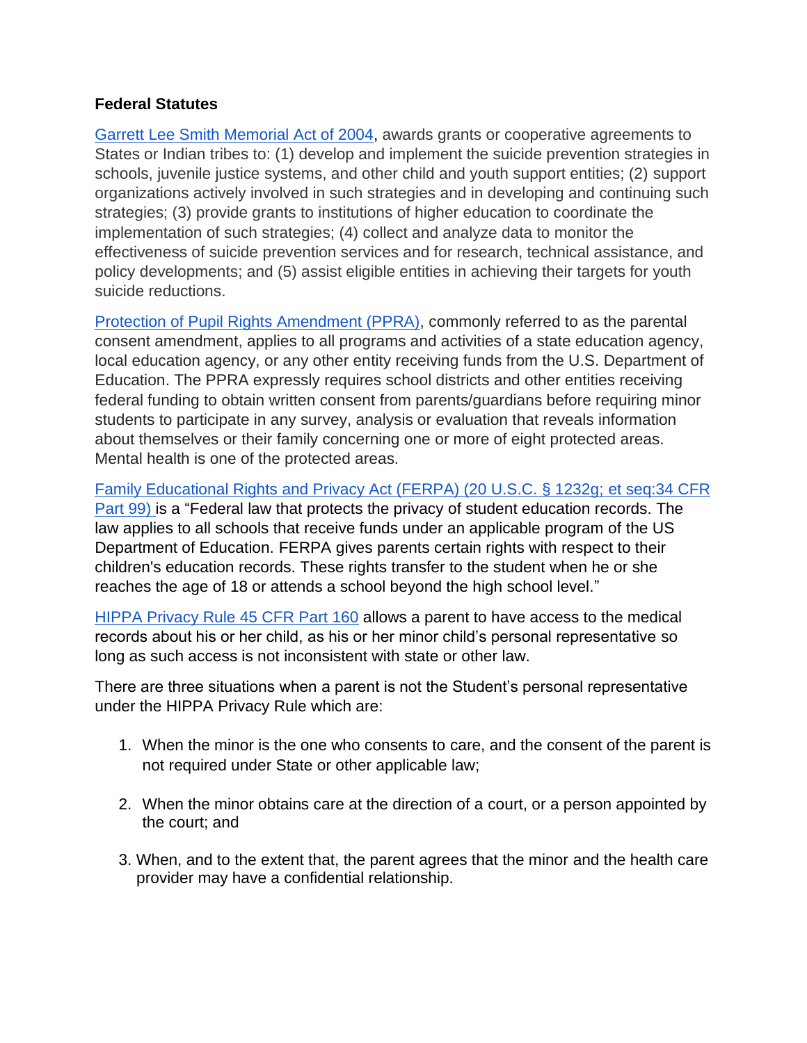**Federal Statutes**

[Garrett Lee Smith Memorial Act of 2004](), awards grants or cooperative agreements to States or Indian tribes to: (1) develop and implement the suicide prevention strategies in schools, juvenile justice systems, and other child and youth support entities; (2) support organizations actively involved in such strategies and in developing and continuing such strategies; (3) provide grants to institutions of higher education to coordinate the implementation of such strategies; (4) collect and analyze data to monitor the effectiveness of suicide prevention services and for research, technical assistance, and policy developments; and (5) assist eligible entities in achieving their targets for youth suicide reductions.

[Protection of Pupil Rights Amendment (PPRA)](), commonly referred to as the parental consent amendment, applies to all programs and activities of a state education agency, local education agency, or any other entity receiving funds from the U.S. Department of Education. The PPRA expressly requires school districts and other entities receiving federal funding to obtain written consent from parents/guardians before requiring minor students to participate in any survey, analysis or evaluation that reveals information about themselves or their family concerning one or more of eight protected areas. Mental health is one of the protected areas.

[Family Educational Rights and Privacy Act (FERPA) (20 U.S.C. § 1232g; et seq:34 CFR Part 99)]() is a “Federal law that protects the privacy of student education records. The law applies to all schools that receive funds under an applicable program of the US Department of Education. FERPA gives parents certain rights with respect to their children's education records. These rights transfer to the student when he or she reaches the age of 18 or attends a school beyond the high school level.”

[HIPPA Privacy Rule 45 CFR Part 160]() allows a parent to have access to the medical records about his or her child, as his or her minor child’s personal representative so long as such access is not inconsistent with state or other law.

There are three situations when a parent is not the Student’s personal representative under the HIPPA Privacy Rule which are:

1. When the minor is the one who consents to care, and the consent of the parent is not required under State or other applicable law;

2. When the minor obtains care at the direction of a court, or a person appointed by the court; and

3. When, and to the extent that, the parent agrees that the minor and the health care provider may have a confidential relationship.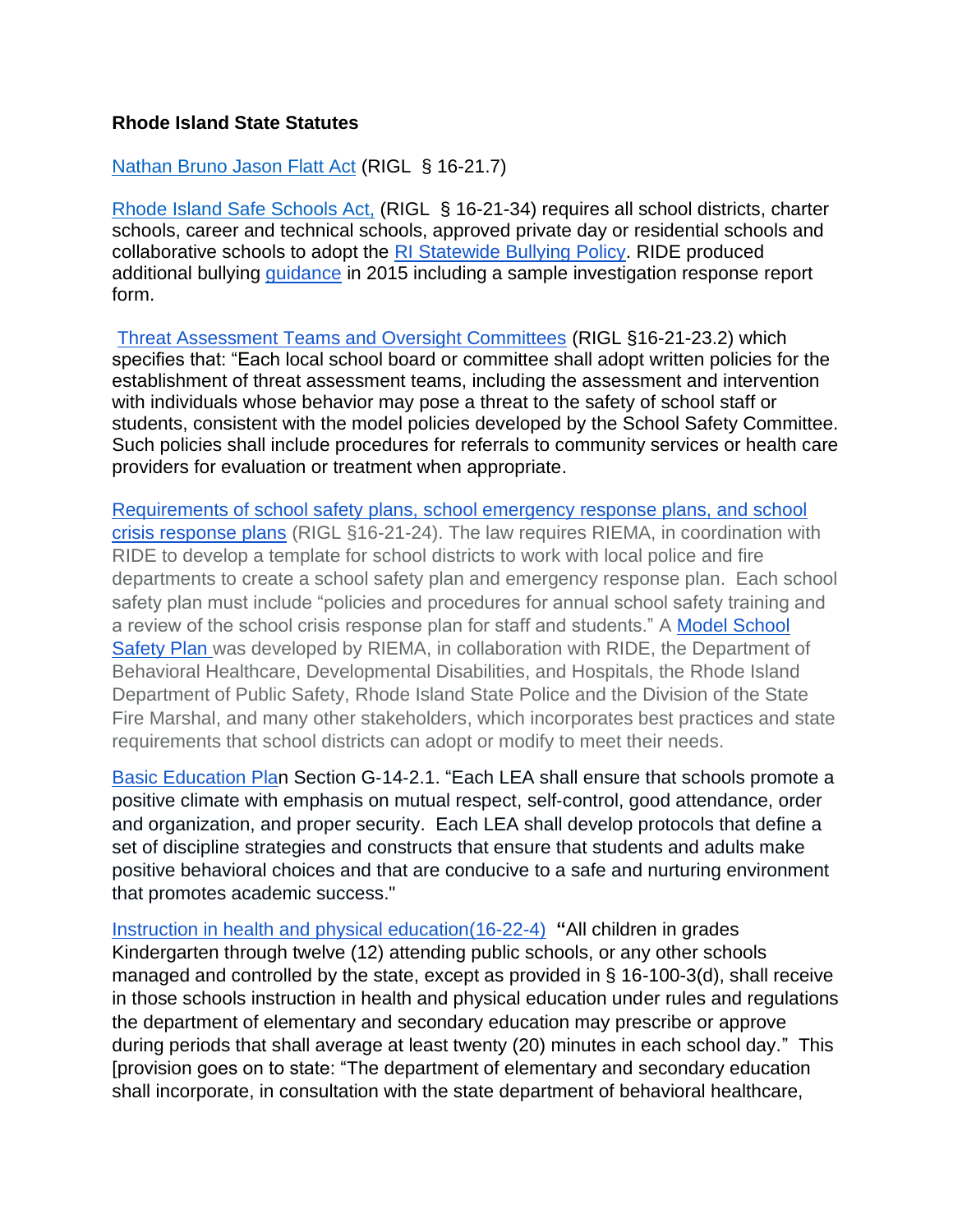**Rhode Island State Statutes**

Nathan Bruno Jason Flatt Act (RIGL § 16-21.7)

Rhode Island Safe Schools Act, (RIGL § 16-21-34) requires all school districts, charter schools, career and technical schools, approved private day or residential schools and collaborative schools to adopt the RI Statewide Bullying Policy. RIDE produced additional bullying guidance in 2015 including a sample investigation response report form.

Threat Assessment Teams and Oversight Committees (RIGL §16-21-23.2) which specifies that: "Each local school board or committee shall adopt written policies for the establishment of threat assessment teams, including the assessment and intervention with individuals whose behavior may pose a threat to the safety of school staff or students, consistent with the model policies developed by the School Safety Committee. Such policies shall include procedures for referrals to community services or health care providers for evaluation or treatment when appropriate.

Requirements of school safety plans, school emergency response plans, and school crisis response plans (RIGL §16-21-24). The law requires RIEMA, in coordination with RIDE to develop a template for school districts to work with local police and fire departments to create a school safety plan and emergency response plan. Each school safety plan must include "policies and procedures for annual school safety training and a review of the school crisis response plan for staff and students." A Model School Safety Plan was developed by RIEMA, in collaboration with RIDE, the Department of Behavioral Healthcare, Developmental Disabilities, and Hospitals, the Rhode Island Department of Public Safety, Rhode Island State Police and the Division of the State Fire Marshal, and many other stakeholders, which incorporates best practices and state requirements that school districts can adopt or modify to meet their needs.

Basic Education Plan Section G-14-2.1. "Each LEA shall ensure that schools promote a positive climate with emphasis on mutual respect, self-control, good attendance, order and organization, and proper security. Each LEA shall develop protocols that define a set of discipline strategies and constructs that ensure that students and adults make positive behavioral choices and that are conducive to a safe and nurturing environment that promotes academic success."

Instruction in health and physical education(16-22-4) **"**All children in grades Kindergarten through twelve (12) attending public schools, or any other schools managed and controlled by the state, except as provided in § 16-100-3(d), shall receive in those schools instruction in health and physical education under rules and regulations the department of elementary and secondary education may prescribe or approve during periods that shall average at least twenty (20) minutes in each school day." This [provision goes on to state: "The department of elementary and secondary education shall incorporate, in consultation with the state department of behavioral healthcare,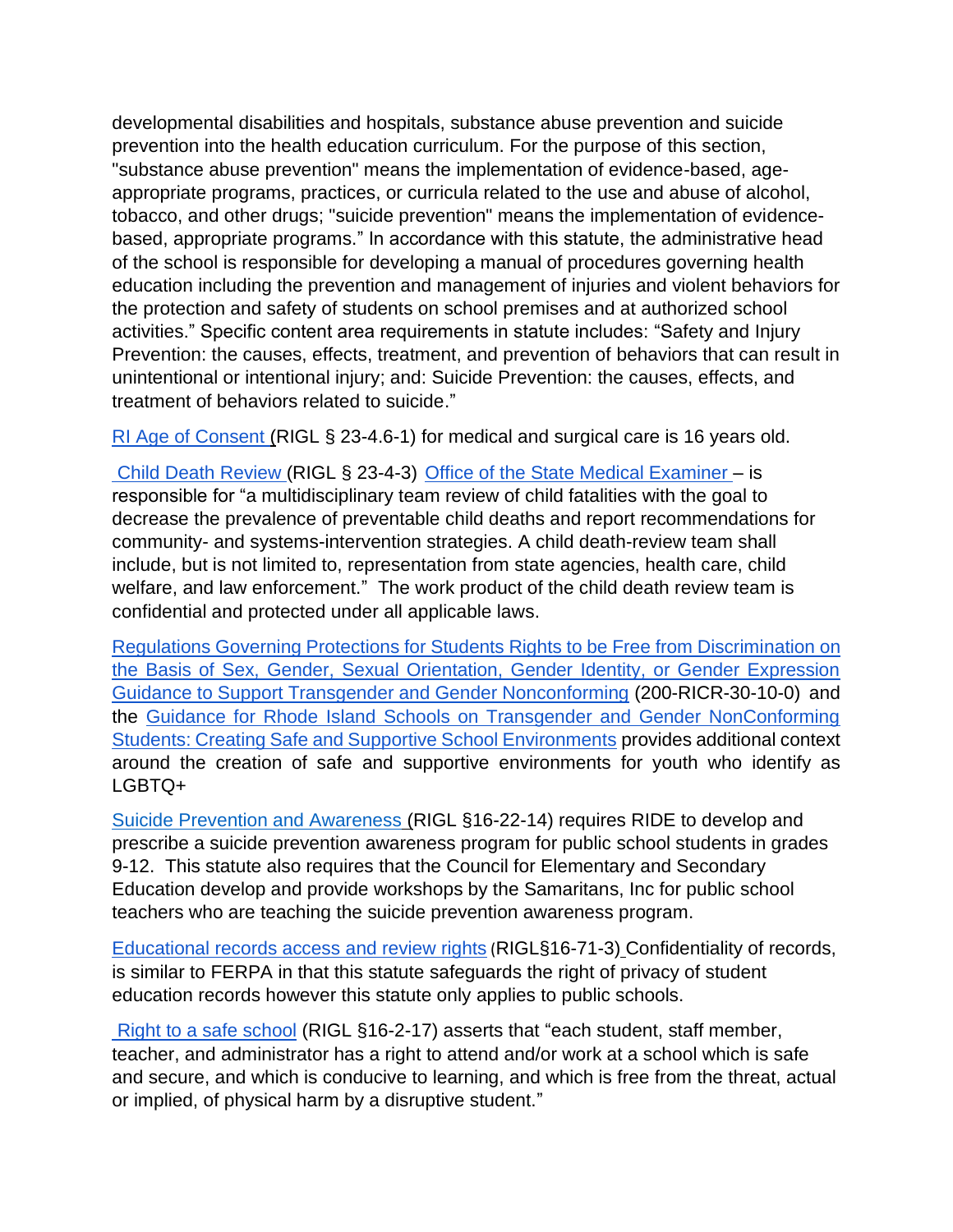developmental disabilities and hospitals, substance abuse prevention and suicide prevention into the health education curriculum. For the purpose of this section, "substance abuse prevention" means the implementation of evidence-based, age-appropriate programs, practices, or curricula related to the use and abuse of alcohol, tobacco, and other drugs; "suicide prevention" means the implementation of evidence-based, appropriate programs." In accordance with this statute, the administrative head of the school is responsible for developing a manual of procedures governing health education including the prevention and management of injuries and violent behaviors for the protection and safety of students on school premises and at authorized school activities." Specific content area requirements in statute includes: "Safety and Injury Prevention: the causes, effects, treatment, and prevention of behaviors that can result in unintentional or intentional injury; and: Suicide Prevention: the causes, effects, and treatment of behaviors related to suicide."

RI Age of Consent (RIGL § 23-4.6-1) for medical and surgical care is 16 years old.

Child Death Review (RIGL § 23-4-3) Office of the State Medical Examiner – is responsible for "a multidisciplinary team review of child fatalities with the goal to decrease the prevalence of preventable child deaths and report recommendations for community- and systems-intervention strategies. A child death-review team shall include, but is not limited to, representation from state agencies, health care, child welfare, and law enforcement." The work product of the child death review team is confidential and protected under all applicable laws.

Regulations Governing Protections for Students Rights to be Free from Discrimination on the Basis of Sex, Gender, Sexual Orientation, Gender Identity, or Gender Expression Guidance to Support Transgender and Gender Nonconforming (200-RICR-30-10-0) and the Guidance for Rhode Island Schools on Transgender and Gender NonConforming Students: Creating Safe and Supportive School Environments provides additional context around the creation of safe and supportive environments for youth who identify as LGBTQ+

Suicide Prevention and Awareness (RIGL §16-22-14) requires RIDE to develop and prescribe a suicide prevention awareness program for public school students in grades 9-12. This statute also requires that the Council for Elementary and Secondary Education develop and provide workshops by the Samaritans, Inc for public school teachers who are teaching the suicide prevention awareness program.

Educational records access and review rights (RIGL§16-71-3) Confidentiality of records, is similar to FERPA in that this statute safeguards the right of privacy of student education records however this statute only applies to public schools.

Right to a safe school (RIGL §16-2-17) asserts that "each student, staff member, teacher, and administrator has a right to attend and/or work at a school which is safe and secure, and which is conducive to learning, and which is free from the threat, actual or implied, of physical harm by a disruptive student."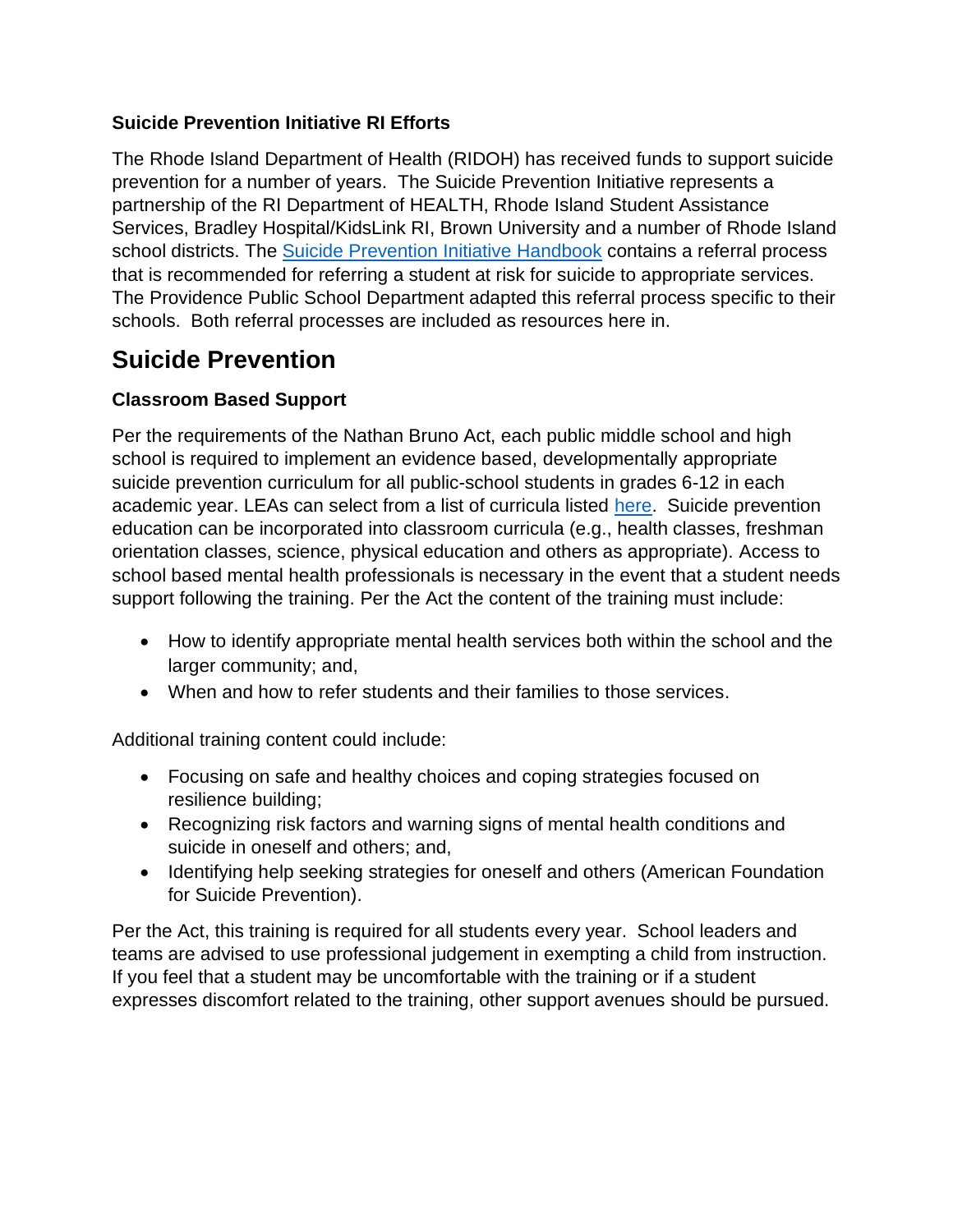**Suicide Prevention Initiative RI Efforts**

The Rhode Island Department of Health (RIDOH) has received funds to support suicide prevention for a number of years. The Suicide Prevention Initiative represents a partnership of the RI Department of HEALTH, Rhode Island Student Assistance Services, Bradley Hospital/KidsLink RI, Brown University and a number of Rhode Island school districts. The Suicide Prevention Initiative Handbook contains a referral process that is recommended for referring a student at risk for suicide to appropriate services. The Providence Public School Department adapted this referral process specific to their schools. Both referral processes are included as resources here in.

## Suicide Prevention

### Classroom Based Support

Per the requirements of the Nathan Bruno Act, each public middle school and high school is required to implement an evidence based, developmentally appropriate suicide prevention curriculum for all public-school students in grades 6-12 in each academic year. LEAs can select from a list of curricula listed here. Suicide prevention education can be incorporated into classroom curricula (e.g., health classes, freshman orientation classes, science, physical education and others as appropriate). Access to school based mental health professionals is necessary in the event that a student needs support following the training. Per the Act the content of the training must include:

- How to identify appropriate mental health services both within the school and the larger community; and,
- When and how to refer students and their families to those services.

Additional training content could include:

- Focusing on safe and healthy choices and coping strategies focused on resilience building;
- Recognizing risk factors and warning signs of mental health conditions and suicide in oneself and others; and,
- Identifying help seeking strategies for oneself and others (American Foundation for Suicide Prevention).

Per the Act, this training is required for all students every year. School leaders and teams are advised to use professional judgement in exempting a child from instruction. If you feel that a student may be uncomfortable with the training or if a student expresses discomfort related to the training, other support avenues should be pursued.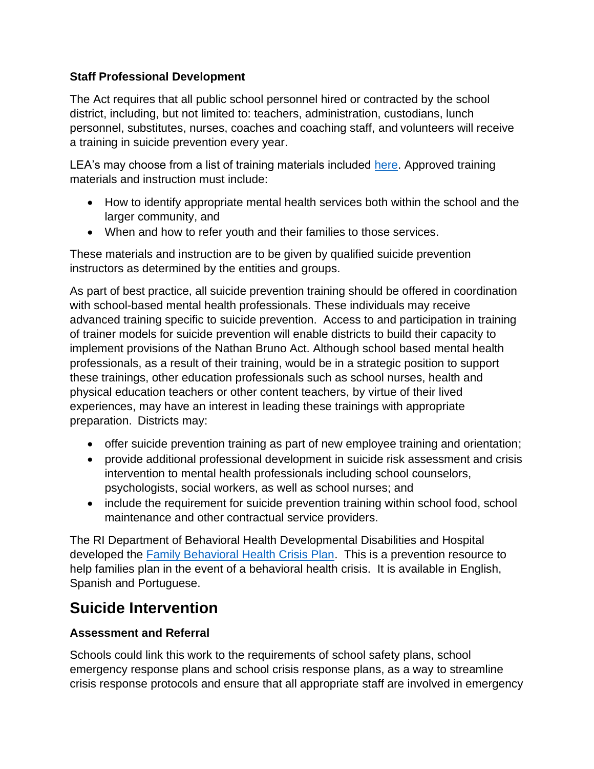### Staff Professional Development

The Act requires that all public school personnel hired or contracted by the school district, including, but not limited to: teachers, administration, custodians, lunch personnel, substitutes, nurses, coaches and coaching staff, and volunteers will receive a training in suicide prevention every year.

LEA's may choose from a list of training materials included [here](). Approved training materials and instruction must include:

- How to identify appropriate mental health services both within the school and the larger community, and
- When and how to refer youth and their families to those services.

These materials and instruction are to be given by qualified suicide prevention instructors as determined by the entities and groups.

As part of best practice, all suicide prevention training should be offered in coordination with school-based mental health professionals. These individuals may receive advanced training specific to suicide prevention. Access to and participation in training of trainer models for suicide prevention will enable districts to build their capacity to implement provisions of the Nathan Bruno Act. Although school based mental health professionals, as a result of their training, would be in a strategic position to support these trainings, other education professionals such as school nurses, health and physical education teachers or other content teachers, by virtue of their lived experiences, may have an interest in leading these trainings with appropriate preparation. Districts may:

- offer suicide prevention training as part of new employee training and orientation;
- provide additional professional development in suicide risk assessment and crisis intervention to mental health professionals including school counselors, psychologists, social workers, as well as school nurses; and
- include the requirement for suicide prevention training within school food, school maintenance and other contractual service providers.

The RI Department of Behavioral Health Developmental Disabilities and Hospital developed the [Family Behavioral Health Crisis Plan](). This is a prevention resource to help families plan in the event of a behavioral health crisis. It is available in English, Spanish and Portuguese.

## Suicide Intervention

### Assessment and Referral

Schools could link this work to the requirements of school safety plans, school emergency response plans and school crisis response plans, as a way to streamline crisis response protocols and ensure that all appropriate staff are involved in emergency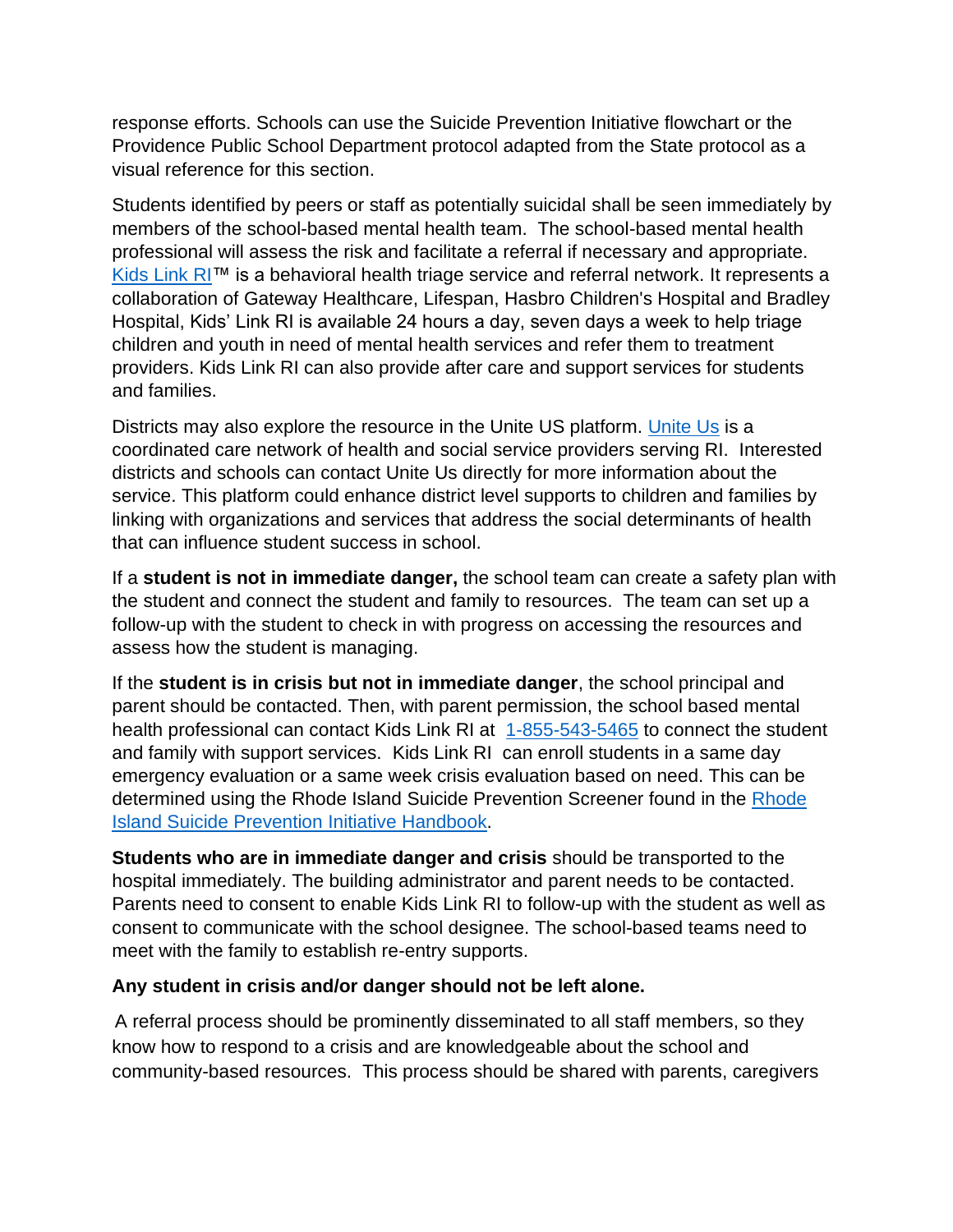response efforts. Schools can use the Suicide Prevention Initiative flowchart or the Providence Public School Department protocol adapted from the State protocol as a visual reference for this section.

Students identified by peers or staff as potentially suicidal shall be seen immediately by members of the school-based mental health team. The school-based mental health professional will assess the risk and facilitate a referral if necessary and appropriate. Kids Link RI™ is a behavioral health triage service and referral network. It represents a collaboration of Gateway Healthcare, Lifespan, Hasbro Children's Hospital and Bradley Hospital, Kids' Link RI is available 24 hours a day, seven days a week to help triage children and youth in need of mental health services and refer them to treatment providers. Kids Link RI can also provide after care and support services for students and families.

Districts may also explore the resource in the Unite US platform. Unite Us is a coordinated care network of health and social service providers serving RI. Interested districts and schools can contact Unite Us directly for more information about the service. This platform could enhance district level supports to children and families by linking with organizations and services that address the social determinants of health that can influence student success in school.

If a **student is not in immediate danger,** the school team can create a safety plan with the student and connect the student and family to resources. The team can set up a follow-up with the student to check in with progress on accessing the resources and assess how the student is managing.

If the **student is in crisis but not in immediate danger**, the school principal and parent should be contacted. Then, with parent permission, the school based mental health professional can contact Kids Link RI at 1-855-543-5465 to connect the student and family with support services. Kids Link RI can enroll students in a same day emergency evaluation or a same week crisis evaluation based on need. This can be determined using the Rhode Island Suicide Prevention Screener found in the Rhode Island Suicide Prevention Initiative Handbook.

**Students who are in immediate danger and crisis** should be transported to the hospital immediately. The building administrator and parent needs to be contacted. Parents need to consent to enable Kids Link RI to follow-up with the student as well as consent to communicate with the school designee. The school-based teams need to meet with the family to establish re-entry supports.

**Any student in crisis and/or danger should not be left alone.**

A referral process should be prominently disseminated to all staff members, so they know how to respond to a crisis and are knowledgeable about the school and community-based resources. This process should be shared with parents, caregivers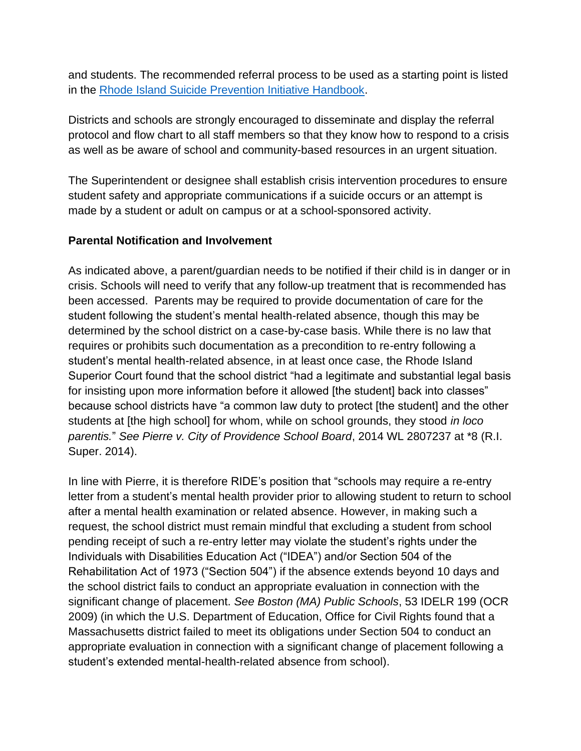and students. The recommended referral process to be used as a starting point is listed in the [Rhode Island Suicide Prevention Initiative Handbook](#).

Districts and schools are strongly encouraged to disseminate and display the referral protocol and flow chart to all staff members so that they know how to respond to a crisis as well as be aware of school and community-based resources in an urgent situation.

The Superintendent or designee shall establish crisis intervention procedures to ensure student safety and appropriate communications if a suicide occurs or an attempt is made by a student or adult on campus or at a school-sponsored activity.

**Parental Notification and Involvement**

As indicated above, a parent/guardian needs to be notified if their child is in danger or in crisis. Schools will need to verify that any follow-up treatment that is recommended has been accessed. Parents may be required to provide documentation of care for the student following the student's mental health-related absence, though this may be determined by the school district on a case-by-case basis. While there is no law that requires or prohibits such documentation as a precondition to re-entry following a student's mental health-related absence, in at least once case, the Rhode Island Superior Court found that the school district "had a legitimate and substantial legal basis for insisting upon more information before it allowed [the student] back into classes" because school districts have "a common law duty to protect [the student] and the other students at [the high school] for whom, while on school grounds, they stood *in loco parentis.*" *See Pierre v. City of Providence School Board*, 2014 WL 2807237 at *8 (R.I. Super. 2014).

In line with Pierre, it is therefore RIDE's position that "schools may require a re-entry letter from a student's mental health provider prior to allowing student to return to school after a mental health examination or related absence. However, in making such a request, the school district must remain mindful that excluding a student from school pending receipt of such a re-entry letter may violate the student's rights under the Individuals with Disabilities Education Act ("IDEA") and/or Section 504 of the Rehabilitation Act of 1973 ("Section 504") if the absence extends beyond 10 days and the school district fails to conduct an appropriate evaluation in connection with the significant change of placement. *See Boston (MA) Public Schools*, 53 IDELR 199 (OCR 2009) (in which the U.S. Department of Education, Office for Civil Rights found that a Massachusetts district failed to meet its obligations under Section 504 to conduct an appropriate evaluation in connection with a significant change of placement following a student's extended mental-health-related absence from school).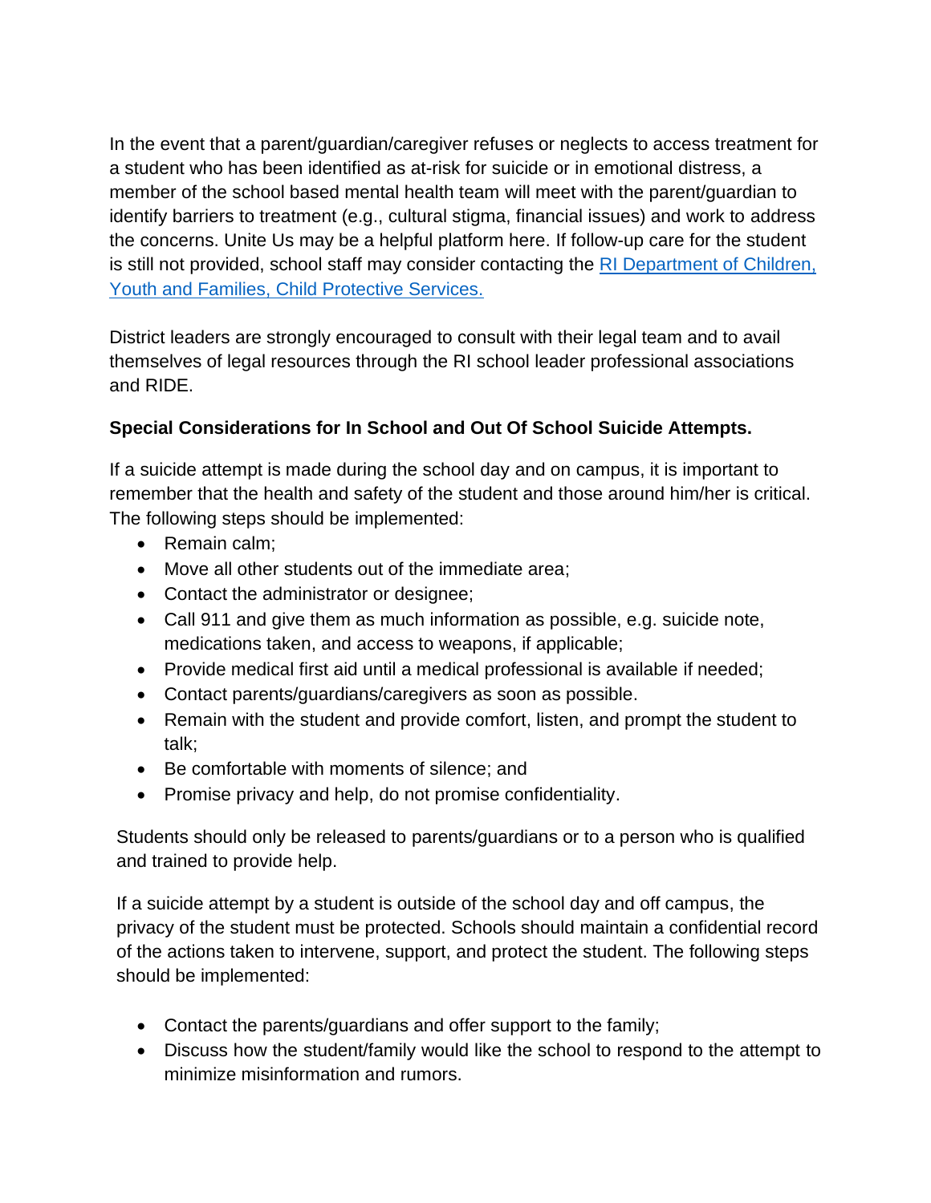In the event that a parent/guardian/caregiver refuses or neglects to access treatment for a student who has been identified as at-risk for suicide or in emotional distress, a member of the school based mental health team will meet with the parent/guardian to identify barriers to treatment (e.g., cultural stigma, financial issues) and work to address the concerns. Unite Us may be a helpful platform here. If follow-up care for the student is still not provided, school staff may consider contacting the [RI Department of Children, Youth and Families, Child Protective Services.]()

District leaders are strongly encouraged to consult with their legal team and to avail themselves of legal resources through the RI school leader professional associations and RIDE.

**Special Considerations for In School and Out Of School Suicide Attempts.**

If a suicide attempt is made during the school day and on campus, it is important to remember that the health and safety of the student and those around him/her is critical. The following steps should be implemented:

- Remain calm;
- Move all other students out of the immediate area;
- Contact the administrator or designee;
- Call 911 and give them as much information as possible, e.g. suicide note, medications taken, and access to weapons, if applicable;
- Provide medical first aid until a medical professional is available if needed;
- Contact parents/guardians/caregivers as soon as possible.
- Remain with the student and provide comfort, listen, and prompt the student to talk;
- Be comfortable with moments of silence; and
- Promise privacy and help, do not promise confidentiality.

Students should only be released to parents/guardians or to a person who is qualified and trained to provide help.

If a suicide attempt by a student is outside of the school day and off campus, the privacy of the student must be protected. Schools should maintain a confidential record of the actions taken to intervene, support, and protect the student. The following steps should be implemented:

- Contact the parents/guardians and offer support to the family;
- Discuss how the student/family would like the school to respond to the attempt to minimize misinformation and rumors.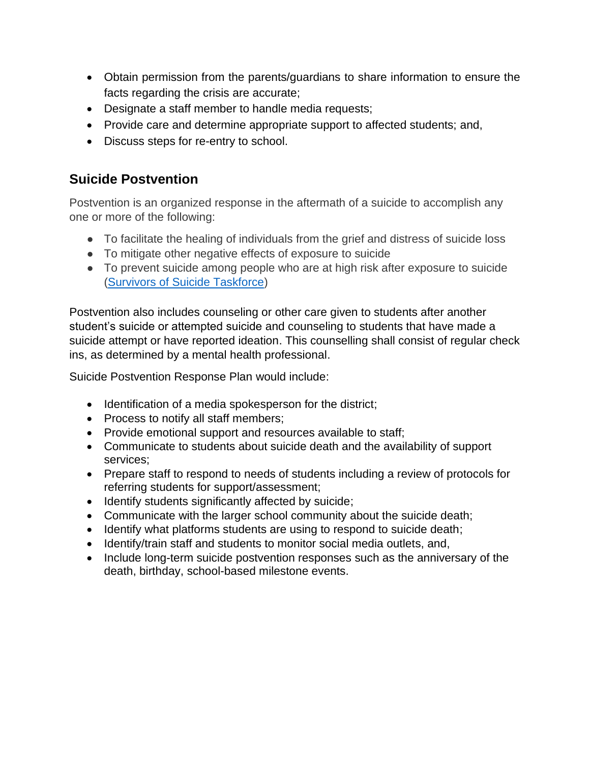- Obtain permission from the parents/guardians to share information to ensure the facts regarding the crisis are accurate;
- Designate a staff member to handle media requests;
- Provide care and determine appropriate support to affected students; and,
- Discuss steps for re-entry to school.

## Suicide Postvention

Postvention is an organized response in the aftermath of a suicide to accomplish any one or more of the following:

- To facilitate the healing of individuals from the grief and distress of suicide loss
- To mitigate other negative effects of exposure to suicide
- To prevent suicide among people who are at high risk after exposure to suicide (Survivors of Suicide Taskforce)

Postvention also includes counseling or other care given to students after another student's suicide or attempted suicide and counseling to students that have made a suicide attempt or have reported ideation. This counselling shall consist of regular check ins, as determined by a mental health professional.

Suicide Postvention Response Plan would include:

- Identification of a media spokesperson for the district;
- Process to notify all staff members;
- Provide emotional support and resources available to staff;
- Communicate to students about suicide death and the availability of support services;
- Prepare staff to respond to needs of students including a review of protocols for referring students for support/assessment;
- Identify students significantly affected by suicide;
- Communicate with the larger school community about the suicide death;
- Identify what platforms students are using to respond to suicide death;
- Identify/train staff and students to monitor social media outlets, and,
- Include long-term suicide postvention responses such as the anniversary of the death, birthday, school-based milestone events.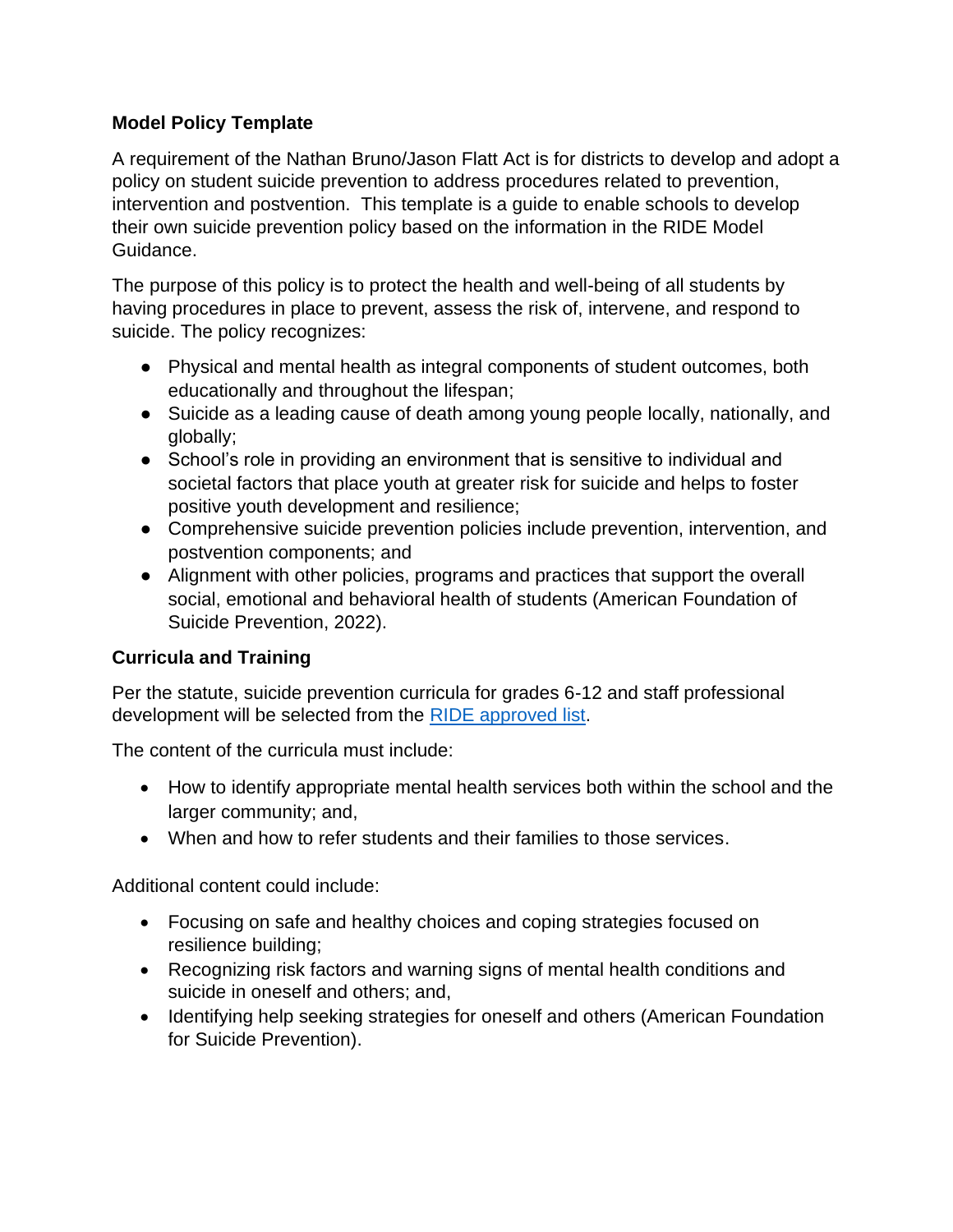**Model Policy Template**

A requirement of the Nathan Bruno/Jason Flatt Act is for districts to develop and adopt a policy on student suicide prevention to address procedures related to prevention, intervention and postvention. This template is a guide to enable schools to develop their own suicide prevention policy based on the information in the RIDE Model Guidance.

The purpose of this policy is to protect the health and well-being of all students by having procedures in place to prevent, assess the risk of, intervene, and respond to suicide. The policy recognizes:

- Physical and mental health as integral components of student outcomes, both educationally and throughout the lifespan;
- Suicide as a leading cause of death among young people locally, nationally, and globally;
- School's role in providing an environment that is sensitive to individual and societal factors that place youth at greater risk for suicide and helps to foster positive youth development and resilience;
- Comprehensive suicide prevention policies include prevention, intervention, and postvention components; and
- Alignment with other policies, programs and practices that support the overall social, emotional and behavioral health of students (American Foundation of Suicide Prevention, 2022).

**Curricula and Training**

Per the statute, suicide prevention curricula for grades 6-12 and staff professional development will be selected from the RIDE approved list.

The content of the curricula must include:

- How to identify appropriate mental health services both within the school and the larger community; and,
- When and how to refer students and their families to those services.

Additional content could include:

- Focusing on safe and healthy choices and coping strategies focused on resilience building;
- Recognizing risk factors and warning signs of mental health conditions and suicide in oneself and others; and,
- Identifying help seeking strategies for oneself and others (American Foundation for Suicide Prevention).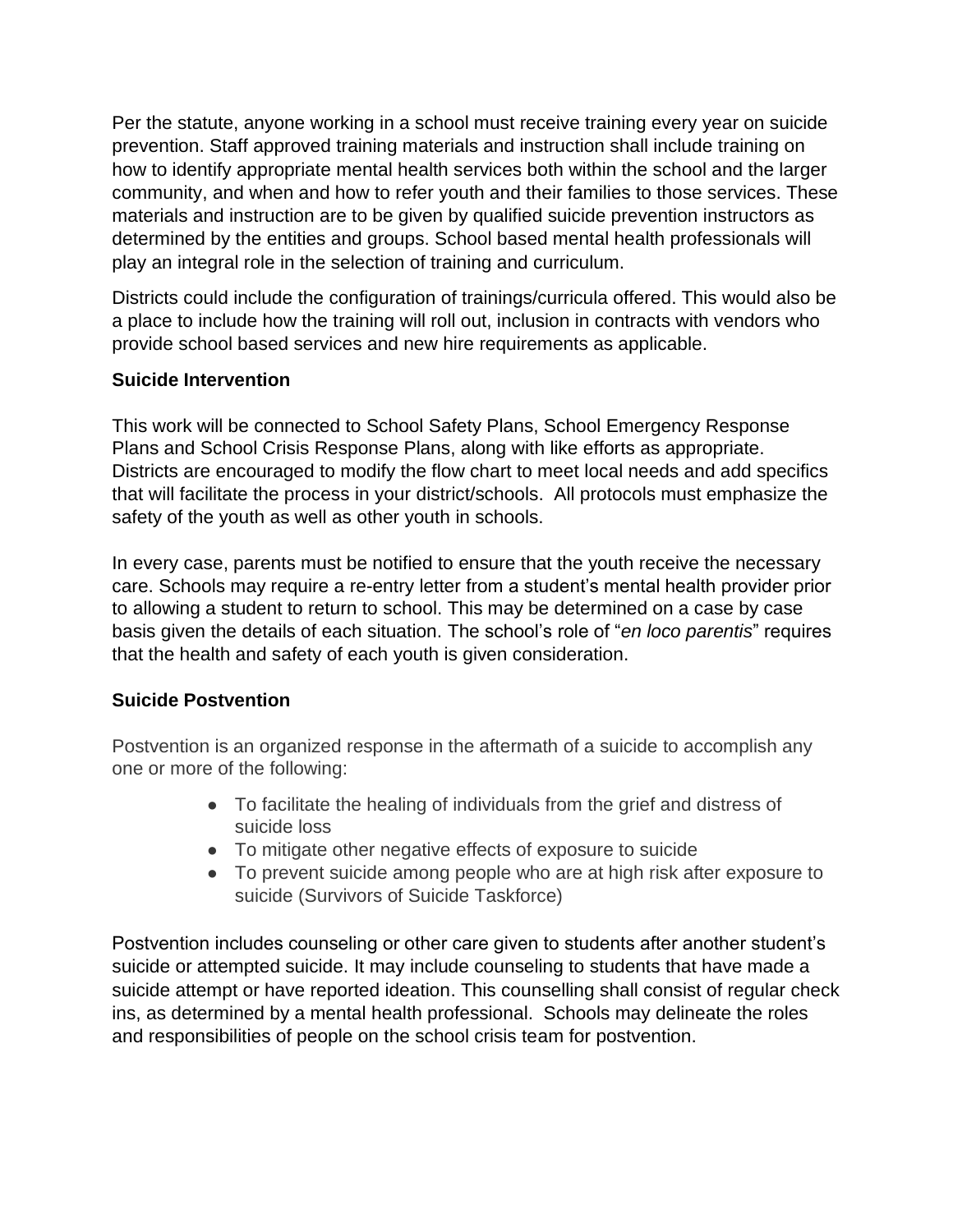Per the statute, anyone working in a school must receive training every year on suicide prevention. Staff approved training materials and instruction shall include training on how to identify appropriate mental health services both within the school and the larger community, and when and how to refer youth and their families to those services. These materials and instruction are to be given by qualified suicide prevention instructors as determined by the entities and groups. School based mental health professionals will play an integral role in the selection of training and curriculum.

Districts could include the configuration of trainings/curricula offered. This would also be a place to include how the training will roll out, inclusion in contracts with vendors who provide school based services and new hire requirements as applicable.

### Suicide Intervention

This work will be connected to School Safety Plans, School Emergency Response Plans and School Crisis Response Plans, along with like efforts as appropriate. Districts are encouraged to modify the flow chart to meet local needs and add specifics that will facilitate the process in your district/schools. All protocols must emphasize the safety of the youth as well as other youth in schools.

In every case, parents must be notified to ensure that the youth receive the necessary care. Schools may require a re-entry letter from a student's mental health provider prior to allowing a student to return to school. This may be determined on a case by case basis given the details of each situation. The school's role of "*en loco parentis*" requires that the health and safety of each youth is given consideration.

### Suicide Postvention

Postvention is an organized response in the aftermath of a suicide to accomplish any one or more of the following:

- To facilitate the healing of individuals from the grief and distress of suicide loss
- To mitigate other negative effects of exposure to suicide
- To prevent suicide among people who are at high risk after exposure to suicide (Survivors of Suicide Taskforce)

Postvention includes counseling or other care given to students after another student's suicide or attempted suicide. It may include counseling to students that have made a suicide attempt or have reported ideation. This counselling shall consist of regular check ins, as determined by a mental health professional. Schools may delineate the roles and responsibilities of people on the school crisis team for postvention.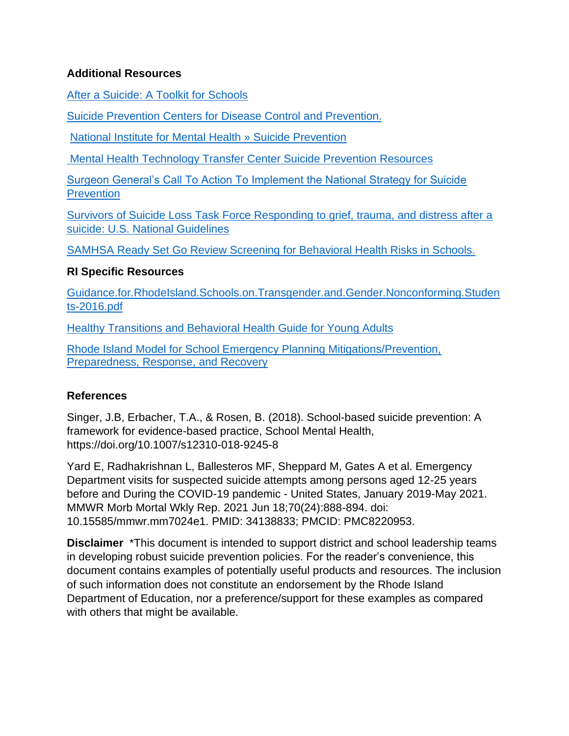**Additional Resources**

After a Suicide: A Toolkit for Schools

Suicide Prevention Centers for Disease Control and Prevention.

National Institute for Mental Health » Suicide Prevention

Mental Health Technology Transfer Center Suicide Prevention Resources

Surgeon General's Call To Action To Implement the National Strategy for Suicide Prevention

Survivors of Suicide Loss Task Force Responding to grief, trauma, and distress after a suicide: U.S. National Guidelines

SAMHSA Ready Set Go Review Screening for Behavioral Health Risks in Schools.

**RI Specific Resources**

Guidance.for.RhodeIsland.Schools.on.Transgender.and.Gender.Nonconforming.Students-2016.pdf

Healthy Transitions and Behavioral Health Guide for Young Adults

Rhode Island Model for School Emergency Planning Mitigations/Prevention, Preparedness, Response, and Recovery

**References**

Singer, J.B, Erbacher, T.A., & Rosen, B. (2018). School-based suicide prevention: A framework for evidence-based practice, School Mental Health, https://doi.org/10.1007/s12310-018-9245-8

Yard E, Radhakrishnan L, Ballesteros MF, Sheppard M, Gates A et al. Emergency Department visits for suspected suicide attempts among persons aged 12-25 years before and During the COVID-19 pandemic - United States, January 2019-May 2021. MMWR Morb Mortal Wkly Rep. 2021 Jun 18;70(24):888-894. doi: 10.15585/mmwr.mm7024e1. PMID: 34138833; PMCID: PMC8220953.

**Disclaimer** *This document is intended to support district and school leadership teams in developing robust suicide prevention policies. For the reader's convenience, this document contains examples of potentially useful products and resources. The inclusion of such information does not constitute an endorsement by the Rhode Island Department of Education, nor a preference/support for these examples as compared with others that might be available.